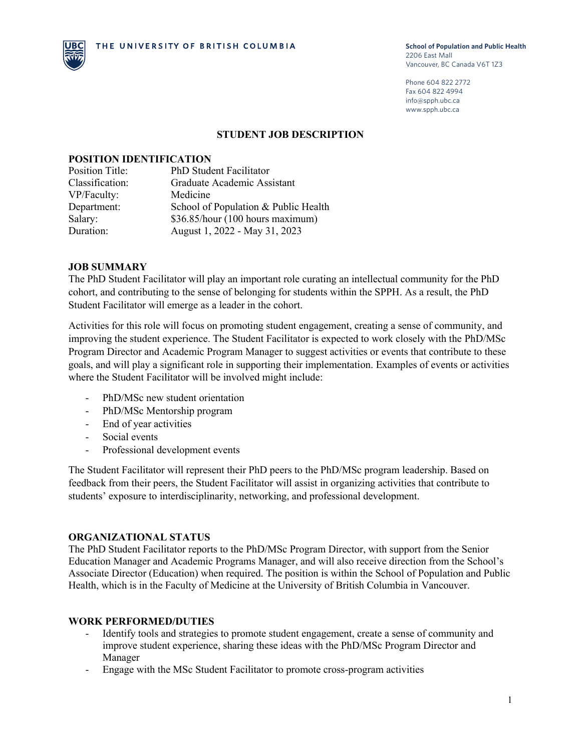THE UNIVERSITY OF BRITISH COLUMBIA

**School of Population and Public Health**
2206 East Mall
Vancouver, BC Canada V6T 1Z3

Phone 604 822 2772
Fax 604 822 4994
info@spph.ubc.ca
www.spph.ubc.ca

# STUDENT JOB DESCRIPTION

## POSITION IDENTIFICATION

| | |
|---|---|
| Position Title: | PhD Student Facilitator |
| Classification: | Graduate Academic Assistant |
| VP/Faculty: | Medicine |
| Department: | School of Population & Public Health |
| Salary: | $36.85/hour (100 hours maximum) |
| Duration: | August 1, 2022 - May 31, 2023 |

## JOB SUMMARY

The PhD Student Facilitator will play an important role curating an intellectual community for the PhD cohort, and contributing to the sense of belonging for students within the SPPH. As a result, the PhD Student Facilitator will emerge as a leader in the cohort.

Activities for this role will focus on promoting student engagement, creating a sense of community, and improving the student experience. The Student Facilitator is expected to work closely with the PhD/MSc Program Director and Academic Program Manager to suggest activities or events that contribute to these goals, and will play a significant role in supporting their implementation. Examples of events or activities where the Student Facilitator will be involved might include:

- PhD/MSc new student orientation
- PhD/MSc Mentorship program
- End of year activities
- Social events
- Professional development events

The Student Facilitator will represent their PhD peers to the PhD/MSc program leadership. Based on feedback from their peers, the Student Facilitator will assist in organizing activities that contribute to students' exposure to interdisciplinarity, networking, and professional development.

## ORGANIZATIONAL STATUS

The PhD Student Facilitator reports to the PhD/MSc Program Director, with support from the Senior Education Manager and Academic Programs Manager, and will also receive direction from the School's Associate Director (Education) when required. The position is within the School of Population and Public Health, which is in the Faculty of Medicine at the University of British Columbia in Vancouver.

## WORK PERFORMED/DUTIES

- Identify tools and strategies to promote student engagement, create a sense of community and improve student experience, sharing these ideas with the PhD/MSc Program Director and Manager
- Engage with the MSc Student Facilitator to promote cross-program activities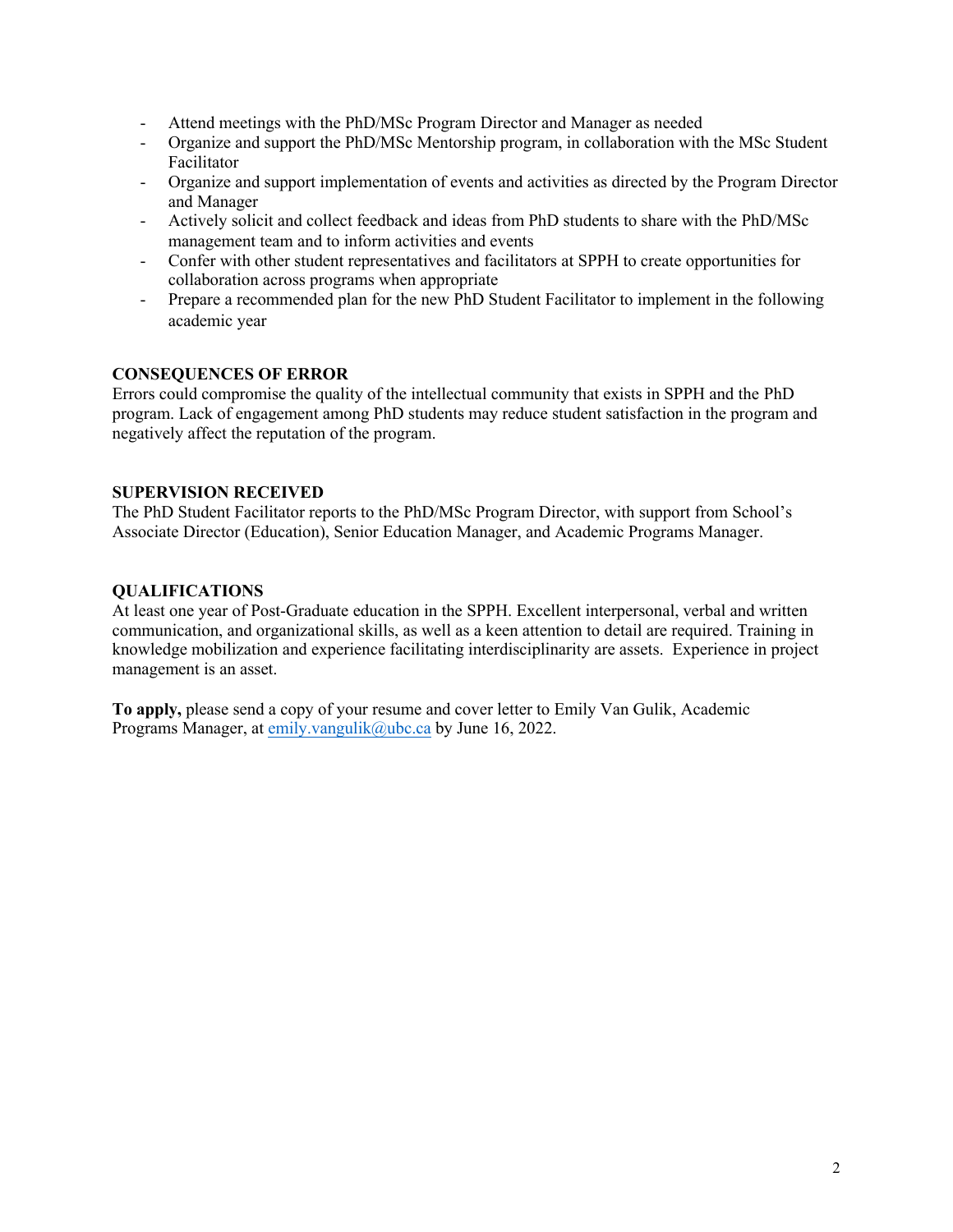- Attend meetings with the PhD/MSc Program Director and Manager as needed
- Organize and support the PhD/MSc Mentorship program, in collaboration with the MSc Student Facilitator
- Organize and support implementation of events and activities as directed by the Program Director and Manager
- Actively solicit and collect feedback and ideas from PhD students to share with the PhD/MSc management team and to inform activities and events
- Confer with other student representatives and facilitators at SPPH to create opportunities for collaboration across programs when appropriate
- Prepare a recommended plan for the new PhD Student Facilitator to implement in the following academic year

**CONSEQUENCES OF ERROR**

Errors could compromise the quality of the intellectual community that exists in SPPH and the PhD program. Lack of engagement among PhD students may reduce student satisfaction in the program and negatively affect the reputation of the program.

**SUPERVISION RECEIVED**

The PhD Student Facilitator reports to the PhD/MSc Program Director, with support from School's Associate Director (Education), Senior Education Manager, and Academic Programs Manager.

**QUALIFICATIONS**

At least one year of Post-Graduate education in the SPPH. Excellent interpersonal, verbal and written communication, and organizational skills, as well as a keen attention to detail are required. Training in knowledge mobilization and experience facilitating interdisciplinarity are assets. Experience in project management is an asset.

**To apply,** please send a copy of your resume and cover letter to Emily Van Gulik, Academic Programs Manager, at emily.vangulik@ubc.ca by June 16, 2022.